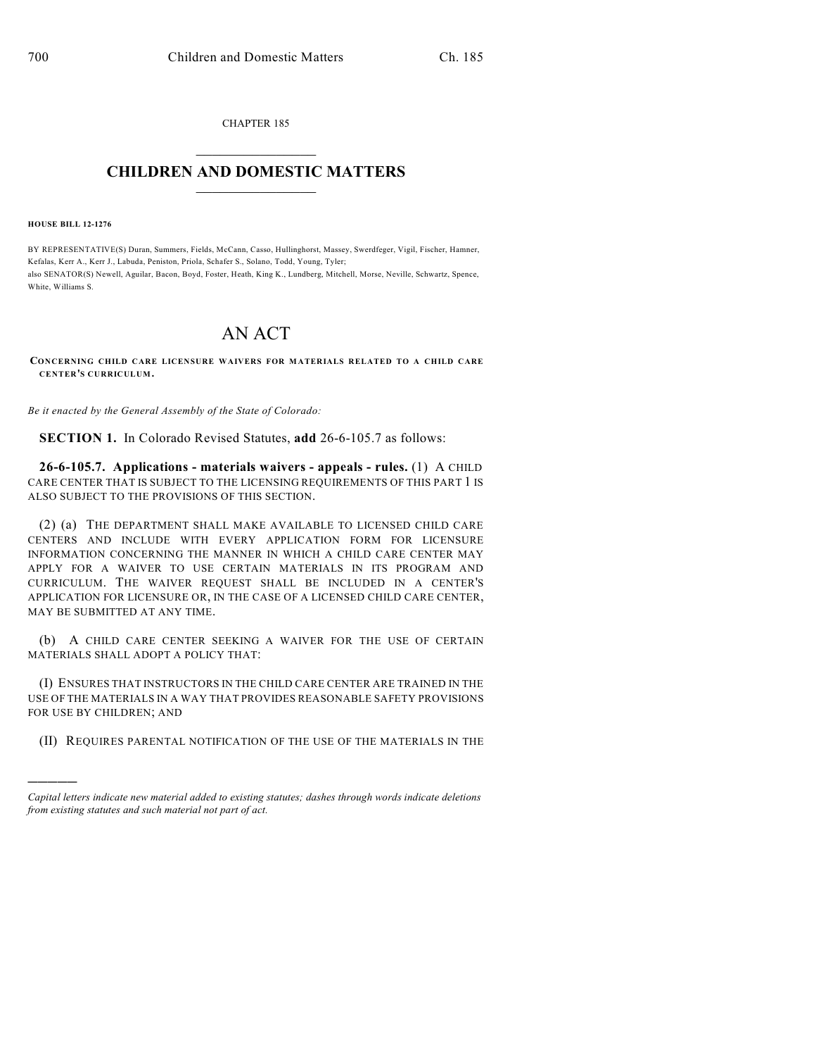CHAPTER 185

# CHILDREN AND DOMESTIC MATTERS

**HOUSE BILL 12-1276**

BY REPRESENTATIVE(S) Duran, Summers, Fields, McCann, Casso, Hullinghorst, Massey, Swerdfeger, Vigil, Fischer, Hamner, Kefalas, Kerr A., Kerr J., Labuda, Peniston, Priola, Schafer S., Solano, Todd, Young, Tyler;
also SENATOR(S) Newell, Aguilar, Bacon, Boyd, Foster, Heath, King K., Lundberg, Mitchell, Morse, Neville, Schwartz, Spence, White, Williams S.

# AN ACT

**CONCERNING CHILD CARE LICENSURE WAIVERS FOR MATERIALS RELATED TO A CHILD CARE CENTER'S CURRICULUM.**

*Be it enacted by the General Assembly of the State of Colorado:*

**SECTION 1.** In Colorado Revised Statutes, **add** 26-6-105.7 as follows:

**26-6-105.7. Applications - materials waivers - appeals - rules.** (1) A CHILD CARE CENTER THAT IS SUBJECT TO THE LICENSING REQUIREMENTS OF THIS PART 1 IS ALSO SUBJECT TO THE PROVISIONS OF THIS SECTION.

(2) (a) THE DEPARTMENT SHALL MAKE AVAILABLE TO LICENSED CHILD CARE CENTERS AND INCLUDE WITH EVERY APPLICATION FORM FOR LICENSURE INFORMATION CONCERNING THE MANNER IN WHICH A CHILD CARE CENTER MAY APPLY FOR A WAIVER TO USE CERTAIN MATERIALS IN ITS PROGRAM AND CURRICULUM. THE WAIVER REQUEST SHALL BE INCLUDED IN A CENTER'S APPLICATION FOR LICENSURE OR, IN THE CASE OF A LICENSED CHILD CARE CENTER, MAY BE SUBMITTED AT ANY TIME.

(b) A CHILD CARE CENTER SEEKING A WAIVER FOR THE USE OF CERTAIN MATERIALS SHALL ADOPT A POLICY THAT:

(I) ENSURES THAT INSTRUCTORS IN THE CHILD CARE CENTER ARE TRAINED IN THE USE OF THE MATERIALS IN A WAY THAT PROVIDES REASONABLE SAFETY PROVISIONS FOR USE BY CHILDREN; AND

(II) REQUIRES PARENTAL NOTIFICATION OF THE USE OF THE MATERIALS IN THE

---

*Capital letters indicate new material added to existing statutes; dashes through words indicate deletions from existing statutes and such material not part of act.*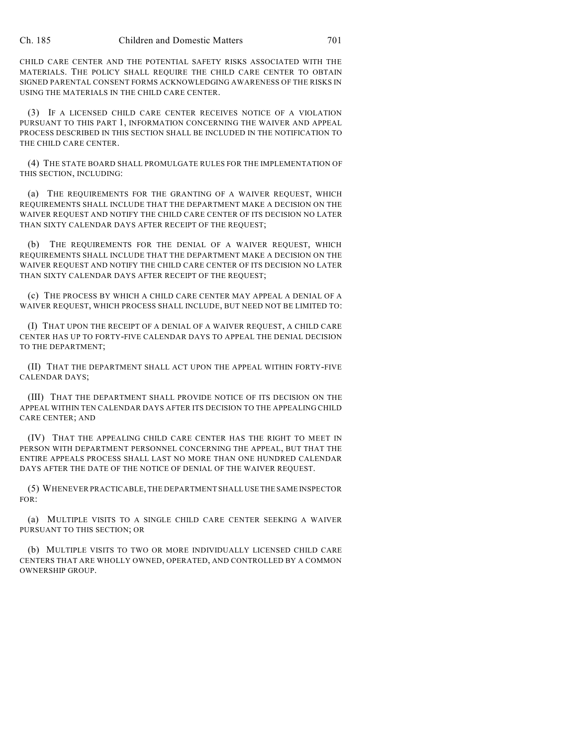CHILD CARE CENTER AND THE POTENTIAL SAFETY RISKS ASSOCIATED WITH THE MATERIALS. THE POLICY SHALL REQUIRE THE CHILD CARE CENTER TO OBTAIN SIGNED PARENTAL CONSENT FORMS ACKNOWLEDGING AWARENESS OF THE RISKS IN USING THE MATERIALS IN THE CHILD CARE CENTER.

(3) IF A LICENSED CHILD CARE CENTER RECEIVES NOTICE OF A VIOLATION PURSUANT TO THIS PART 1, INFORMATION CONCERNING THE WAIVER AND APPEAL PROCESS DESCRIBED IN THIS SECTION SHALL BE INCLUDED IN THE NOTIFICATION TO THE CHILD CARE CENTER.

(4) THE STATE BOARD SHALL PROMULGATE RULES FOR THE IMPLEMENTATION OF THIS SECTION, INCLUDING:

(a) THE REQUIREMENTS FOR THE GRANTING OF A WAIVER REQUEST, WHICH REQUIREMENTS SHALL INCLUDE THAT THE DEPARTMENT MAKE A DECISION ON THE WAIVER REQUEST AND NOTIFY THE CHILD CARE CENTER OF ITS DECISION NO LATER THAN SIXTY CALENDAR DAYS AFTER RECEIPT OF THE REQUEST;

(b) THE REQUIREMENTS FOR THE DENIAL OF A WAIVER REQUEST, WHICH REQUIREMENTS SHALL INCLUDE THAT THE DEPARTMENT MAKE A DECISION ON THE WAIVER REQUEST AND NOTIFY THE CHILD CARE CENTER OF ITS DECISION NO LATER THAN SIXTY CALENDAR DAYS AFTER RECEIPT OF THE REQUEST;

(c) THE PROCESS BY WHICH A CHILD CARE CENTER MAY APPEAL A DENIAL OF A WAIVER REQUEST, WHICH PROCESS SHALL INCLUDE, BUT NEED NOT BE LIMITED TO:

(I) THAT UPON THE RECEIPT OF A DENIAL OF A WAIVER REQUEST, A CHILD CARE CENTER HAS UP TO FORTY-FIVE CALENDAR DAYS TO APPEAL THE DENIAL DECISION TO THE DEPARTMENT;

(II) THAT THE DEPARTMENT SHALL ACT UPON THE APPEAL WITHIN FORTY-FIVE CALENDAR DAYS;

(III) THAT THE DEPARTMENT SHALL PROVIDE NOTICE OF ITS DECISION ON THE APPEAL WITHIN TEN CALENDAR DAYS AFTER ITS DECISION TO THE APPEALING CHILD CARE CENTER; AND

(IV) THAT THE APPEALING CHILD CARE CENTER HAS THE RIGHT TO MEET IN PERSON WITH DEPARTMENT PERSONNEL CONCERNING THE APPEAL, BUT THAT THE ENTIRE APPEALS PROCESS SHALL LAST NO MORE THAN ONE HUNDRED CALENDAR DAYS AFTER THE DATE OF THE NOTICE OF DENIAL OF THE WAIVER REQUEST.

(5) WHENEVER PRACTICABLE, THE DEPARTMENT SHALL USE THE SAME INSPECTOR FOR:

(a) MULTIPLE VISITS TO A SINGLE CHILD CARE CENTER SEEKING A WAIVER PURSUANT TO THIS SECTION; OR

(b) MULTIPLE VISITS TO TWO OR MORE INDIVIDUALLY LICENSED CHILD CARE CENTERS THAT ARE WHOLLY OWNED, OPERATED, AND CONTROLLED BY A COMMON OWNERSHIP GROUP.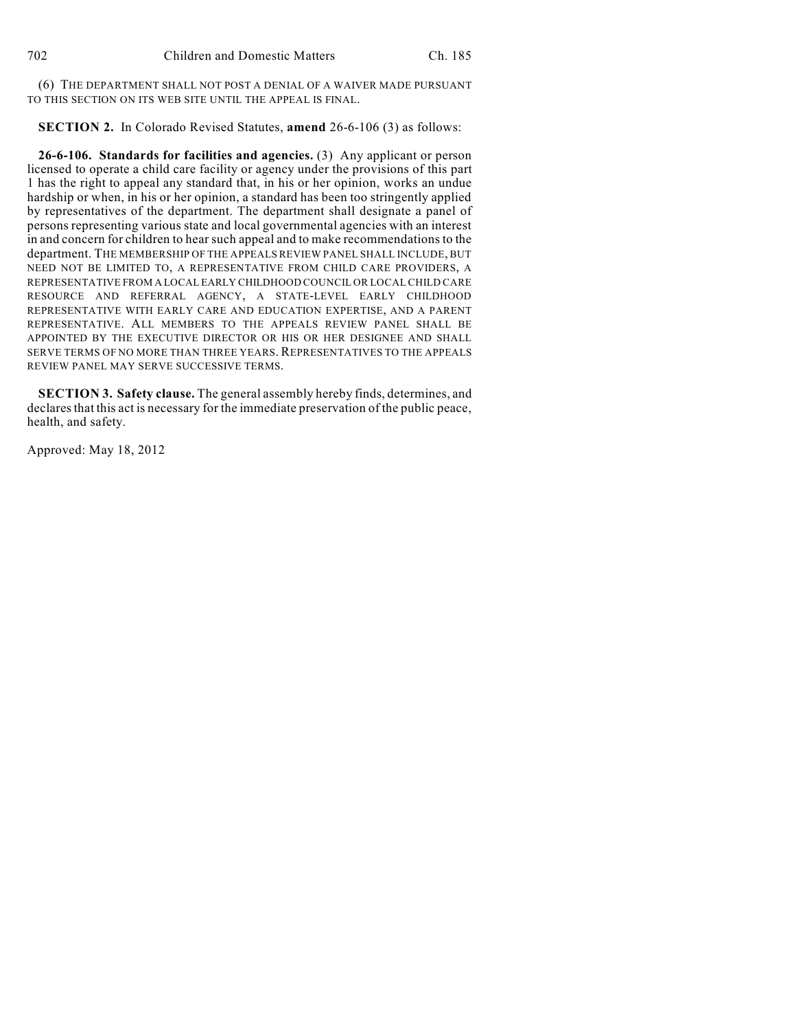(6) THE DEPARTMENT SHALL NOT POST A DENIAL OF A WAIVER MADE PURSUANT TO THIS SECTION ON ITS WEB SITE UNTIL THE APPEAL IS FINAL.

**SECTION 2.** In Colorado Revised Statutes, **amend** 26-6-106 (3) as follows:

**26-6-106. Standards for facilities and agencies.** (3) Any applicant or person licensed to operate a child care facility or agency under the provisions of this part 1 has the right to appeal any standard that, in his or her opinion, works an undue hardship or when, in his or her opinion, a standard has been too stringently applied by representatives of the department. The department shall designate a panel of persons representing various state and local governmental agencies with an interest in and concern for children to hear such appeal and to make recommendations to the department. THE MEMBERSHIP OF THE APPEALS REVIEW PANEL SHALL INCLUDE, BUT NEED NOT BE LIMITED TO, A REPRESENTATIVE FROM CHILD CARE PROVIDERS, A REPRESENTATIVE FROM A LOCAL EARLY CHILDHOOD COUNCIL OR LOCAL CHILD CARE RESOURCE AND REFERRAL AGENCY, A STATE-LEVEL EARLY CHILDHOOD REPRESENTATIVE WITH EARLY CARE AND EDUCATION EXPERTISE, AND A PARENT REPRESENTATIVE. ALL MEMBERS TO THE APPEALS REVIEW PANEL SHALL BE APPOINTED BY THE EXECUTIVE DIRECTOR OR HIS OR HER DESIGNEE AND SHALL SERVE TERMS OF NO MORE THAN THREE YEARS. REPRESENTATIVES TO THE APPEALS REVIEW PANEL MAY SERVE SUCCESSIVE TERMS.

**SECTION 3. Safety clause.** The general assembly hereby finds, determines, and declares that this act is necessary for the immediate preservation of the public peace, health, and safety.

Approved: May 18, 2012